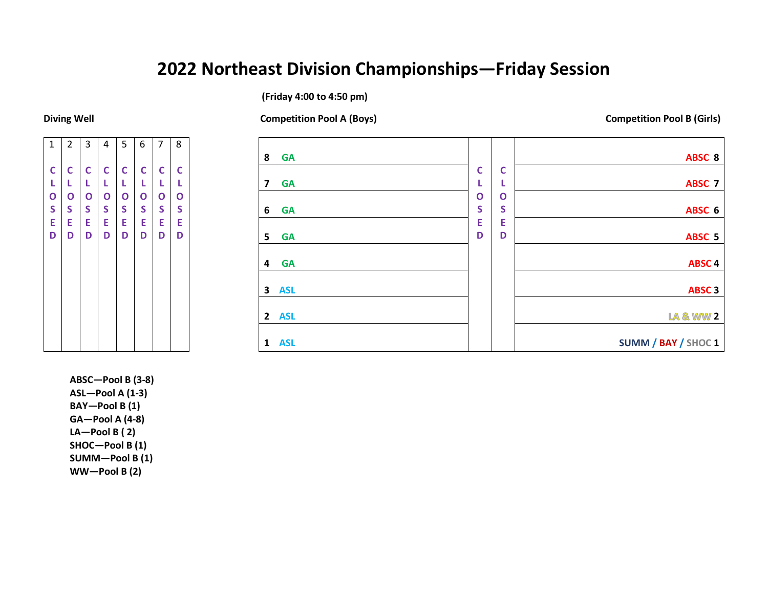# 2022 Northeast Division Championships—Friday Session

**(Friday 4:00 to 4:50 pm)**

**Diving Well**

| 1 | 2 | 3 | 4 | 5 | 6 | 7 | 8 |
|---|---|---|---|---|---|---|---|
| CLOSED | CLOSED | CLOSED | CLOSED | CLOSED | CLOSED | CLOSED | CLOSED |

**Competition Pool A (Boys)** / **Competition Pool B (Girls)**

| Pool A Lane | Pool A Team | | | Pool B Team | Pool B Lane |
|---|---|---|---|---|---|
| 8 | GA | CLOSED | CLOSED | ABSC | 8 |
| 7 | GA | | | ABSC | 7 |
| 6 | GA | | | ABSC | 6 |
| 5 | GA | | | ABSC | 5 |
| 4 | GA | | | ABSC | 4 |
| 3 | ASL | | | ABSC | 3 |
| 2 | ASL | | | LA & WW | 2 |
| 1 | ASL | | | SUMM / BAY / SHOC | 1 |

**ABSC—Pool B (3-8)**
**ASL—Pool A (1-3)**
**BAY—Pool B (1)**
**GA—Pool A (4-8)**
**LA—Pool B ( 2)**
**SHOC—Pool B (1)**
**SUMM—Pool B (1)**
**WW—Pool B (2)**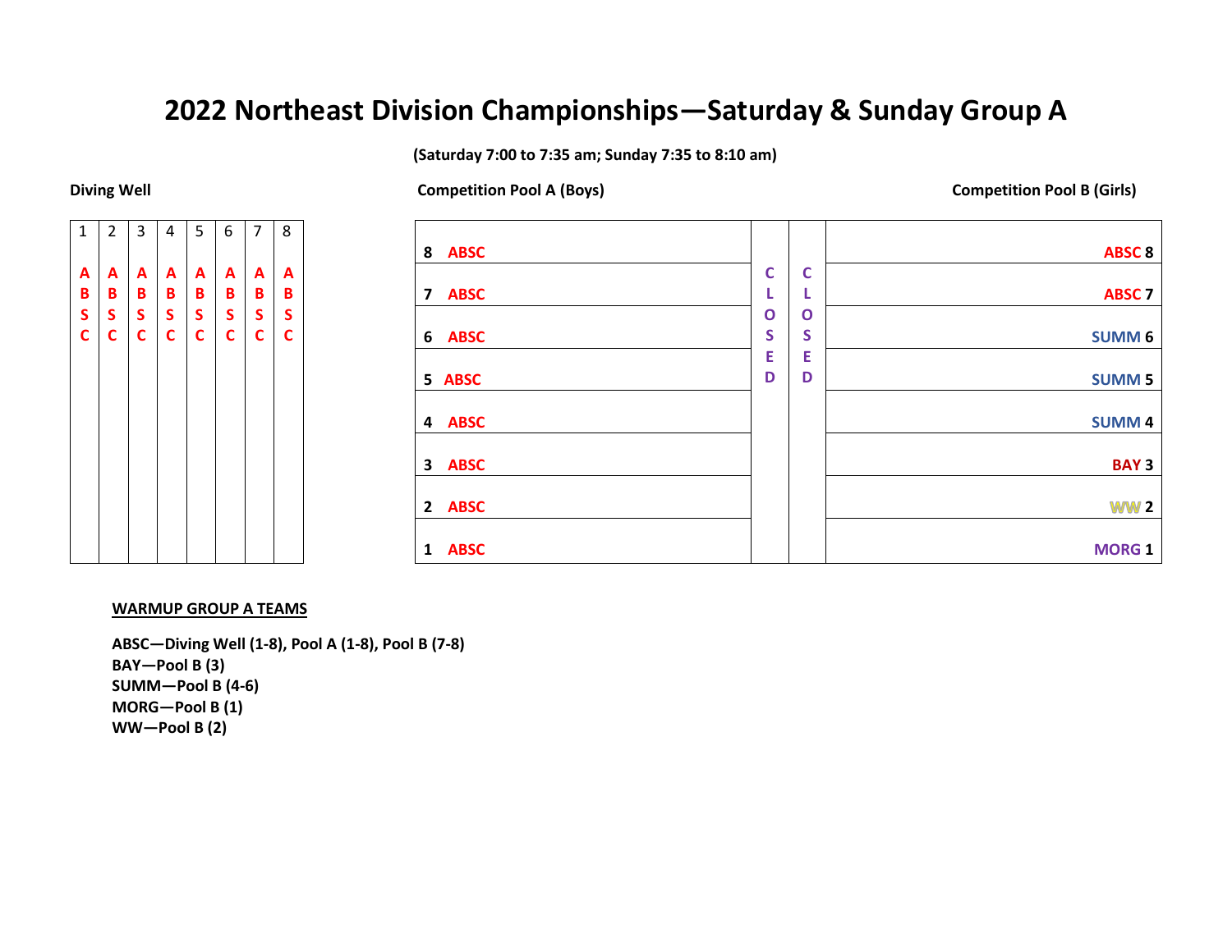# 2022 Northeast Division Championships—Saturday & Sunday Group A

**(Saturday 7:00 to 7:35 am; Sunday 7:35 to 8:10 am)**

**Diving Well**

| 1 | 2 | 3 | 4 | 5 | 6 | 7 | 8 |
|---|---|---|---|---|---|---|---|
| ABSC | ABSC | ABSC | ABSC | ABSC | ABSC | ABSC | ABSC |

| Competition Pool A (Boys) | | | Competition Pool B (Girls) |
|---|---|---|---|
| 8 ABSC | CLOSED | CLOSED | ABSC 8 |
| 7 ABSC | | | ABSC 7 |
| 6 ABSC | | | SUMM 6 |
| 5 ABSC | | | SUMM 5 |
| 4 ABSC | | | SUMM 4 |
| 3 ABSC | | | BAY 3 |
| 2 ABSC | | | WW 2 |
| 1 ABSC | | | MORG 1 |

**WARMUP GROUP A TEAMS**

**ABSC—Diving Well (1-8), Pool A (1-8), Pool B (7-8)**
**BAY—Pool B (3)**
**SUMM—Pool B (4-6)**
**MORG—Pool B (1)**
**WW—Pool B (2)**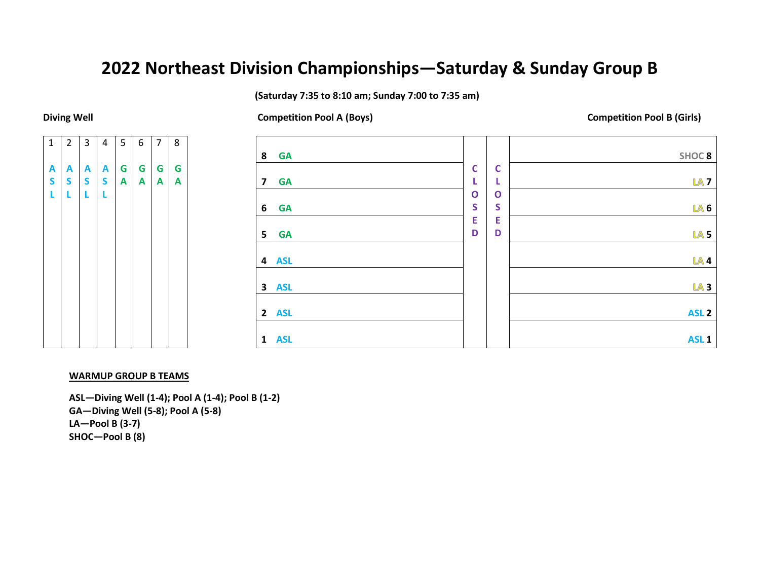# 2022 Northeast Division Championships—Saturday & Sunday Group B

**(Saturday 7:35 to 8:10 am; Sunday 7:00 to 7:35 am)**

**Diving Well**

| 1 | 2 | 3 | 4 | 5 | 6 | 7 | 8 |
|---|---|---|---|---|---|---|---|
| ASL | ASL | ASL | ASL | GA | GA | GA | GA |

**Competition Pool A (Boys)** | **Competition Pool B (Girls)**

| Pool A Lane | Pool A Team | | | Pool B Team | Pool B Lane |
|---|---|---|---|---|---|
| 8 | GA | CLOSED | CLOSED | SHOC | 8 |
| 7 | GA | | | LA | 7 |
| 6 | GA | | | LA | 6 |
| 5 | GA | | | LA | 5 |
| 4 | ASL | | | LA | 4 |
| 3 | ASL | | | LA | 3 |
| 2 | ASL | | | ASL | 2 |
| 1 | ASL | | | ASL | 1 |

**WARMUP GROUP B TEAMS**

**ASL—Diving Well (1-4); Pool A (1-4); Pool B (1-2)**
**GA—Diving Well (5-8); Pool A (5-8)**
**LA—Pool B (3-7)**
**SHOC—Pool B (8)**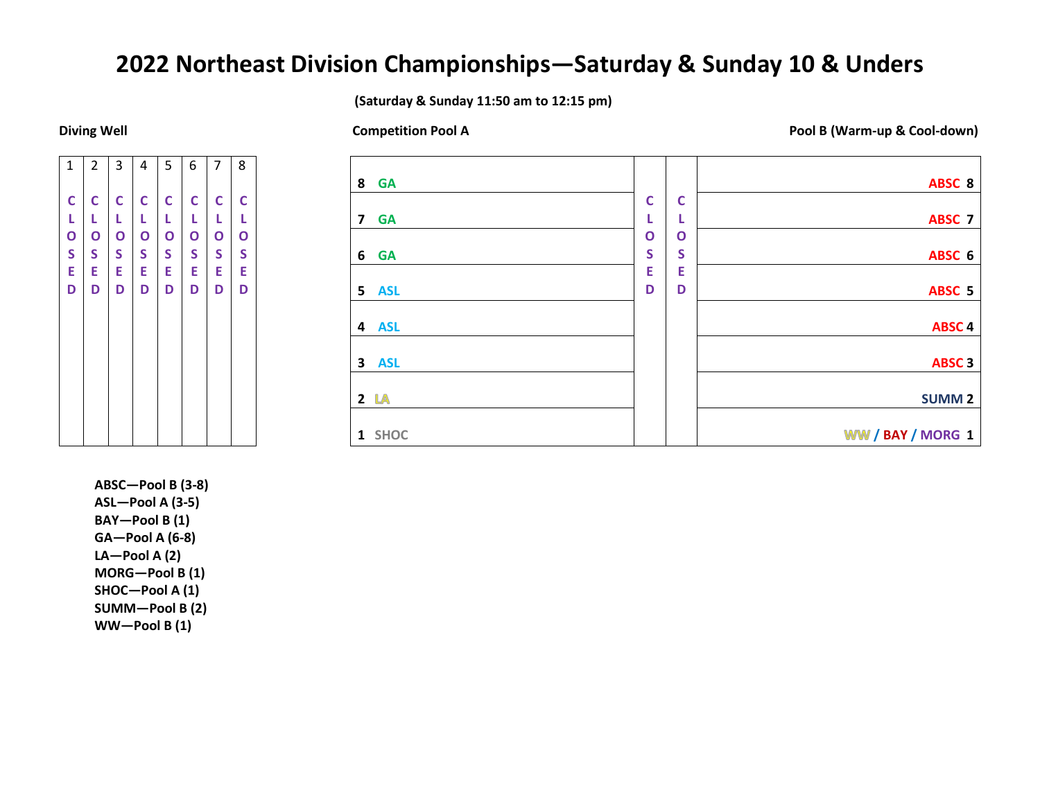# 2022 Northeast Division Championships—Saturday & Sunday 10 & Unders

**(Saturday & Sunday 11:50 am to 12:15 pm)**

**Diving Well**

| 1 | 2 | 3 | 4 | 5 | 6 | 7 | 8 |
|---|---|---|---|---|---|---|---|
| CLOSED | CLOSED | CLOSED | CLOSED | CLOSED | CLOSED | CLOSED | CLOSED |

**Competition Pool A** / **Pool B (Warm-up & Cool-down)**

| Competition Pool A | | | Pool B (Warm-up & Cool-down) |
|---|---|---|---|
| 8 GA | CLOSED | CLOSED | ABSC 8 |
| 7 GA | | | ABSC 7 |
| 6 GA | | | ABSC 6 |
| 5 ASL | | | ABSC 5 |
| 4 ASL | | | ABSC 4 |
| 3 ASL | | | ABSC 3 |
| 2 LA | | | SUMM 2 |
| 1 SHOC | | | WW / BAY / MORG 1 |

**ABSC—Pool B (3-8)**
**ASL—Pool A (3-5)**
**BAY—Pool B (1)**
**GA—Pool A (6-8)**
**LA—Pool A (2)**
**MORG—Pool B (1)**
**SHOC—Pool A (1)**
**SUMM—Pool B (2)**
**WW—Pool B (1)**